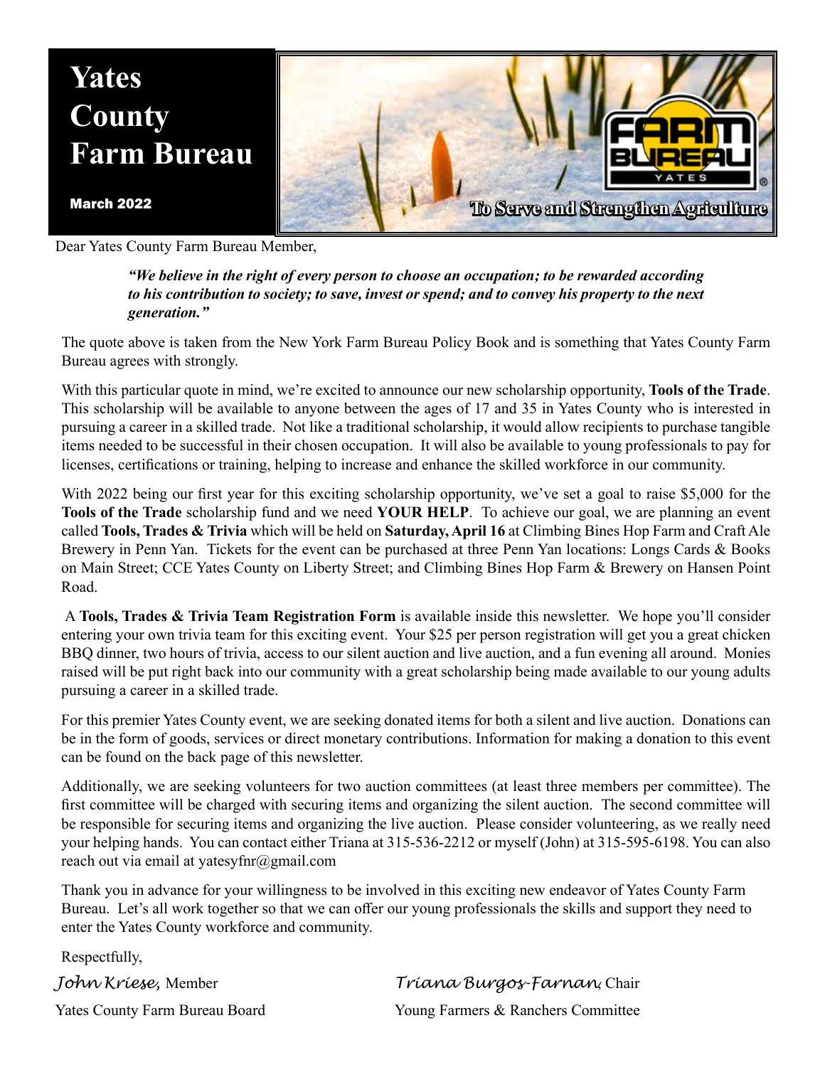# Yates County Farm Bureau

March 2022

To Serve and Strengthen Agriculture

Dear Yates County Farm Bureau Member,

> ***"We believe in the right of every person to choose an occupation; to be rewarded according to his contribution to society; to save, invest or spend; and to convey his property to the next generation."***

The quote above is taken from the New York Farm Bureau Policy Book and is something that Yates County Farm Bureau agrees with strongly.

With this particular quote in mind, we're excited to announce our new scholarship opportunity, **Tools of the Trade**. This scholarship will be available to anyone between the ages of 17 and 35 in Yates County who is interested in pursuing a career in a skilled trade. Not like a traditional scholarship, it would allow recipients to purchase tangible items needed to be successful in their chosen occupation. It will also be available to young professionals to pay for licenses, certifications or training, helping to increase and enhance the skilled workforce in our community.

With 2022 being our first year for this exciting scholarship opportunity, we've set a goal to raise $5,000 for the **Tools of the Trade** scholarship fund and we need **YOUR HELP**. To achieve our goal, we are planning an event called **Tools, Trades & Trivia** which will be held on **Saturday, April 16** at Climbing Bines Hop Farm and Craft Ale Brewery in Penn Yan. Tickets for the event can be purchased at three Penn Yan locations: Longs Cards & Books on Main Street; CCE Yates County on Liberty Street; and Climbing Bines Hop Farm & Brewery on Hansen Point Road.

A **Tools, Trades & Trivia Team Registration Form** is available inside this newsletter. We hope you'll consider entering your own trivia team for this exciting event. Your $25 per person registration will get you a great chicken BBQ dinner, two hours of trivia, access to our silent auction and live auction, and a fun evening all around. Monies raised will be put right back into our community with a great scholarship being made available to our young adults pursuing a career in a skilled trade.

For this premier Yates County event, we are seeking donated items for both a silent and live auction. Donations can be in the form of goods, services or direct monetary contributions. Information for making a donation to this event can be found on the back page of this newsletter.

Additionally, we are seeking volunteers for two auction committees (at least three members per committee). The first committee will be charged with securing items and organizing the silent auction. The second committee will be responsible for securing items and organizing the live auction. Please consider volunteering, as we really need your helping hands. You can contact either Triana at 315-536-2212 or myself (John) at 315-595-6198. You can also reach out via email at yatesyfnr@gmail.com

Thank you in advance for your willingness to be involved in this exciting new endeavor of Yates County Farm Bureau. Let's all work together so that we can offer our young professionals the skills and support they need to enter the Yates County workforce and community.

Respectfully,

*John Kriese*, Member
Yates County Farm Bureau Board

*Triana Burgos-Farnan*, Chair
Young Farmers & Ranchers Committee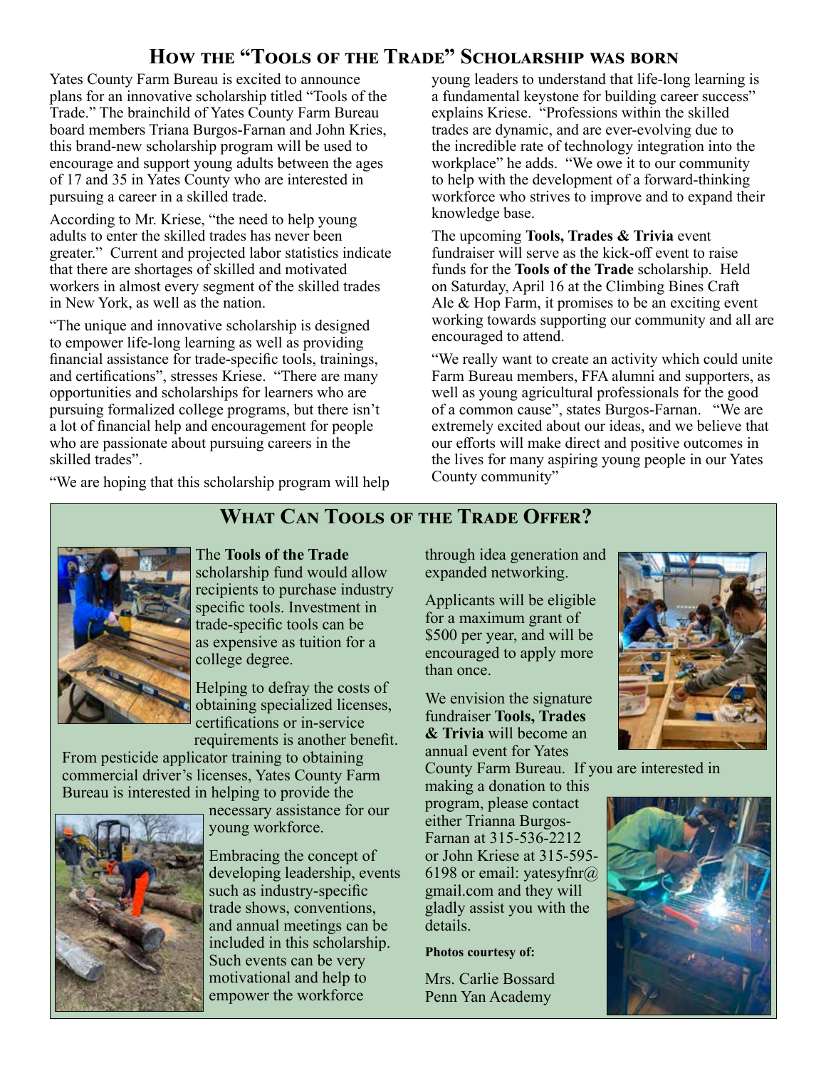## How the "Tools of the Trade" Scholarship was born

Yates County Farm Bureau is excited to announce plans for an innovative scholarship titled "Tools of the Trade." The brainchild of Yates County Farm Bureau board members Triana Burgos-Farnan and John Kries, this brand-new scholarship program will be used to encourage and support young adults between the ages of 17 and 35 in Yates County who are interested in pursuing a career in a skilled trade.

According to Mr. Kriese, "the need to help young adults to enter the skilled trades has never been greater." Current and projected labor statistics indicate that there are shortages of skilled and motivated workers in almost every segment of the skilled trades in New York, as well as the nation.

"The unique and innovative scholarship is designed to empower life-long learning as well as providing financial assistance for trade-specific tools, trainings, and certifications", stresses Kriese. "There are many opportunities and scholarships for learners who are pursuing formalized college programs, but there isn't a lot of financial help and encouragement for people who are passionate about pursuing careers in the skilled trades".

"We are hoping that this scholarship program will help young leaders to understand that life-long learning is a fundamental keystone for building career success" explains Kriese. "Professions within the skilled trades are dynamic, and are ever-evolving due to the incredible rate of technology integration into the workplace" he adds. "We owe it to our community to help with the development of a forward-thinking workforce who strives to improve and to expand their knowledge base.

The upcoming **Tools, Trades & Trivia** event fundraiser will serve as the kick-off event to raise funds for the **Tools of the Trade** scholarship. Held on Saturday, April 16 at the Climbing Bines Craft Ale & Hop Farm, it promises to be an exciting event working towards supporting our community and all are encouraged to attend.

"We really want to create an activity which could unite Farm Bureau members, FFA alumni and supporters, as well as young agricultural professionals for the good of a common cause", states Burgos-Farnan. "We are extremely excited about our ideas, and we believe that our efforts will make direct and positive outcomes in the lives for many aspiring young people in our Yates County community"

## What Can Tools of the Trade Offer?

The **Tools of the Trade** scholarship fund would allow recipients to purchase industry specific tools. Investment in trade-specific tools can be as expensive as tuition for a college degree.

Helping to defray the costs of obtaining specialized licenses, certifications or in-service requirements is another benefit. From pesticide applicator training to obtaining commercial driver's licenses, Yates County Farm Bureau is interested in helping to provide the necessary assistance for our young workforce.

Embracing the concept of developing leadership, events such as industry-specific trade shows, conventions, and annual meetings can be included in this scholarship. Such events can be very motivational and help to empower the workforce through idea generation and expanded networking.

Applicants will be eligible for a maximum grant of $500 per year, and will be encouraged to apply more than once.

We envision the signature fundraiser **Tools, Trades & Trivia** will become an annual event for Yates County Farm Bureau. If you are interested in making a donation to this program, please contact either Trianna Burgos-Farnan at 315-536-2212 or John Kriese at 315-595-6198 or email: yatesyfnr@gmail.com and they will gladly assist you with the details.

**Photos courtesy of:**

Mrs. Carlie Bossard
Penn Yan Academy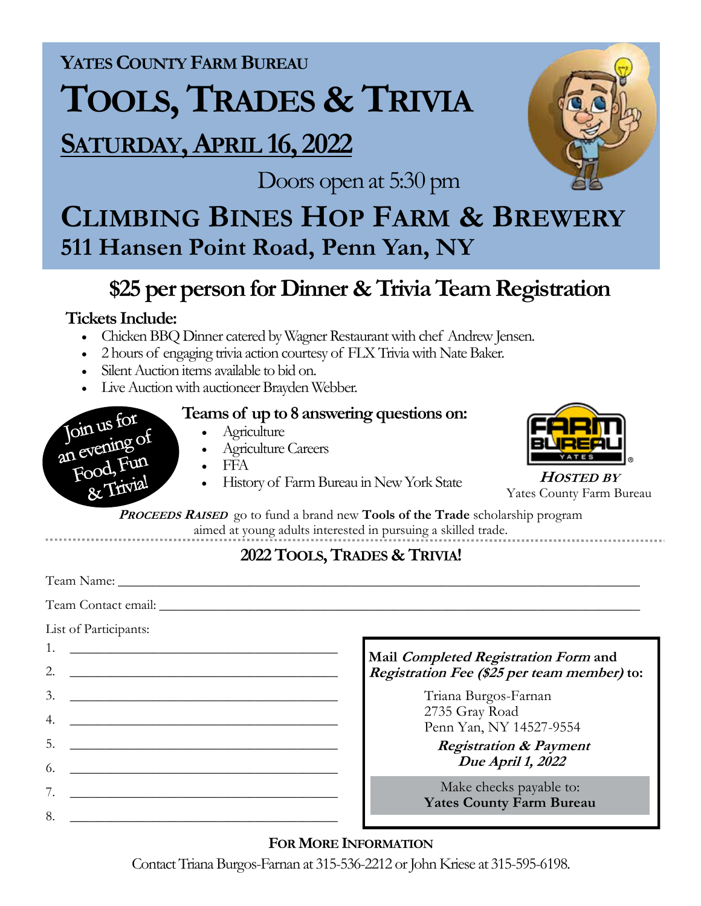YATES COUNTY FARM BUREAU

# TOOLS, TRADES & TRIVIA

## SATURDAY, APRIL 16, 2022

Doors open at 5:30 pm

## CLIMBING BINES HOP FARM & BREWERY

## 511 Hansen Point Road, Penn Yan, NY

## $25 per person for Dinner & Trivia Team Registration

**Tickets Include:**

- Chicken BBQ Dinner catered by Wagner Restaurant with chef Andrew Jensen.
- 2 hours of engaging trivia action courtesy of FLX Trivia with Nate Baker.
- Silent Auction items available to bid on.
- Live Auction with auctioneer Brayden Webber.

Join us for an evening of Food, Fun & Trivia!

**Teams of up to 8 answering questions on:**

- Agriculture
- Agriculture Careers
- FFA
- History of Farm Bureau in New York State

***HOSTED BY***
Yates County Farm Bureau

***PROCEEDS RAISED*** go to fund a brand new **Tools of the Trade** scholarship program aimed at young adults interested in pursuing a skilled trade.

---

### 2022 TOOLS, TRADES & TRIVIA!

Team Name: ____________________

Team Contact email: ____________________

List of Participants:

1. ____________________
2. ____________________
3. ____________________
4. ____________________
5. ____________________
6. ____________________
7. ____________________
8. ____________________

**Mail *Completed Registration Form* and *Registration Fee ($25 per team member)* to:**

Triana Burgos-Farnan
2735 Gray Road
Penn Yan, NY 14527-9554

***Registration & Payment Due April 1, 2022***

Make checks payable to:
**Yates County Farm Bureau**

**FOR MORE INFORMATION**

Contact Triana Burgos-Farnan at 315-536-2212 or John Kriese at 315-595-6198.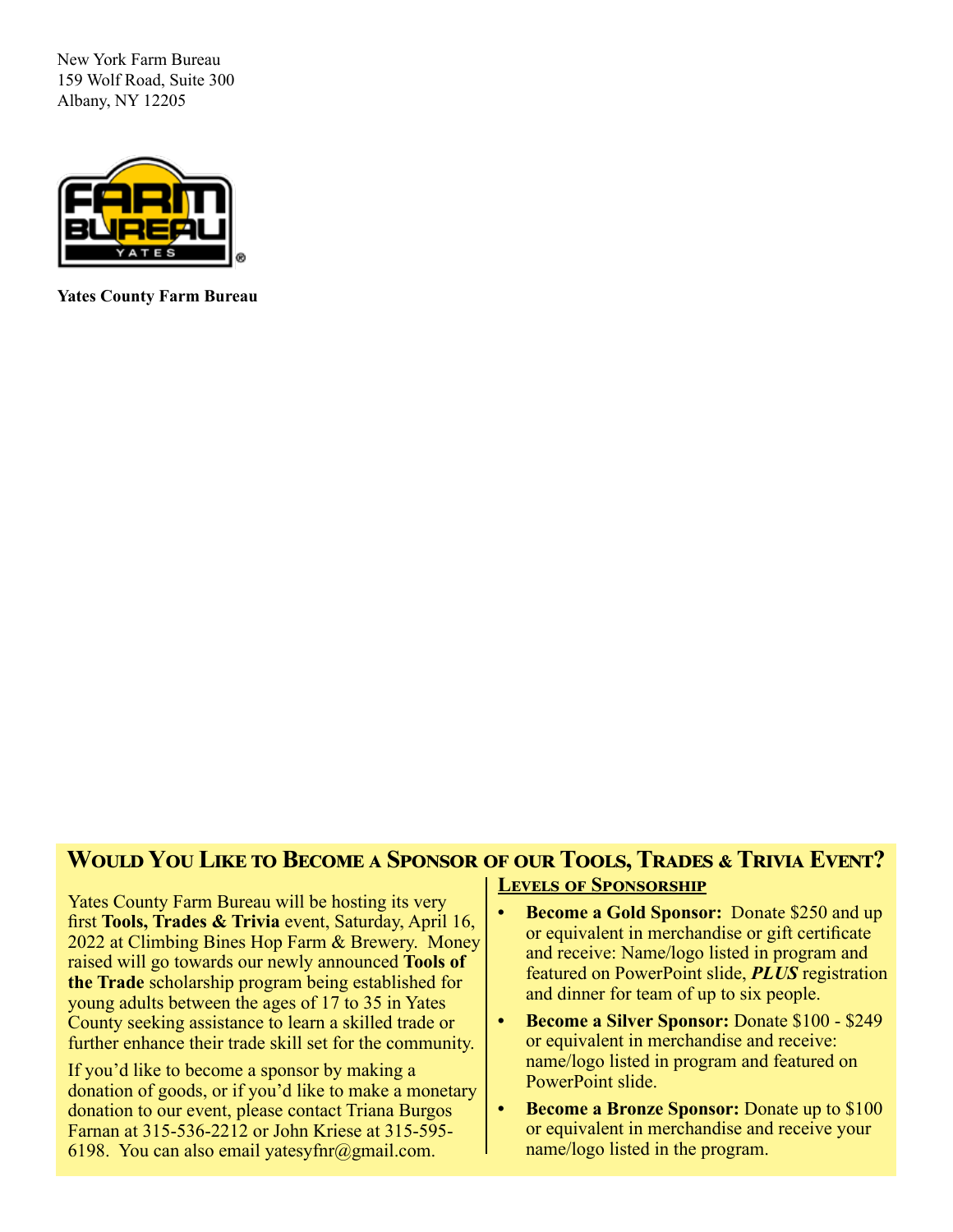New York Farm Bureau
159 Wolf Road, Suite 300
Albany, NY 12205

**Yates County Farm Bureau**

## Would You Like to Become a Sponsor of our Tools, Trades & Trivia Event?

Yates County Farm Bureau will be hosting its very first **Tools, Trades & Trivia** event, Saturday, April 16, 2022 at Climbing Bines Hop Farm & Brewery. Money raised will go towards our newly announced **Tools of the Trade** scholarship program being established for young adults between the ages of 17 to 35 in Yates County seeking assistance to learn a skilled trade or further enhance their trade skill set for the community.

If you'd like to become a sponsor by making a donation of goods, or if you'd like to make a monetary donation to our event, please contact Triana Burgos Farnan at 315-536-2212 or John Kriese at 315-595-6198. You can also email yatesyfnr@gmail.com.

### Levels of Sponsorship

- **Become a Gold Sponsor:** Donate $250 and up or equivalent in merchandise or gift certificate and receive: Name/logo listed in program and featured on PowerPoint slide, ***PLUS*** registration and dinner for team of up to six people.
- **Become a Silver Sponsor:** Donate $100 - $249 or equivalent in merchandise and receive: name/logo listed in program and featured on PowerPoint slide.
- **Become a Bronze Sponsor:** Donate up to $100 or equivalent in merchandise and receive your name/logo listed in the program.